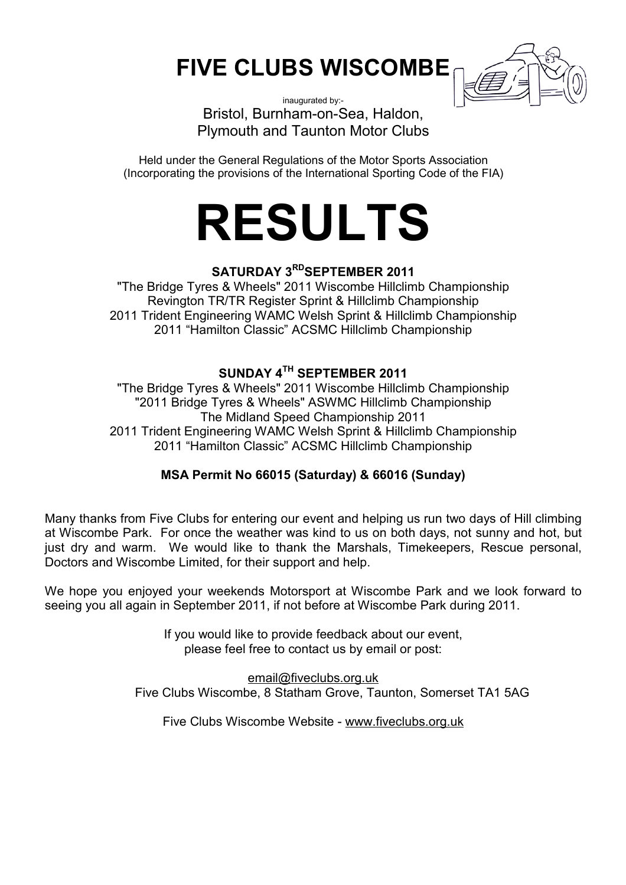# FIVE CLUBS WISCOMBE

inaugurated by:-

Bristol, Burnham-on-Sea, Haldon, Plymouth and Taunton Motor Clubs

Held under the General Regulations of the Motor Sports Association (Incorporating the provisions of the International Sporting Code of the FIA)

# RESULTS

## SATURDAY 3RD SEPTEMBER 2011

"The Bridge Tyres & Wheels" 2011 Wiscombe Hillclimb Championship
Revington TR/TR Register Sprint & Hillclimb Championship
2011 Trident Engineering WAMC Welsh Sprint & Hillclimb Championship
2011 "Hamilton Classic" ACSMC Hillclimb Championship

## SUNDAY 4TH SEPTEMBER 2011

"The Bridge Tyres & Wheels" 2011 Wiscombe Hillclimb Championship
"2011 Bridge Tyres & Wheels" ASWMC Hillclimb Championship
The Midland Speed Championship 2011
2011 Trident Engineering WAMC Welsh Sprint & Hillclimb Championship
2011 "Hamilton Classic" ACSMC Hillclimb Championship

**MSA Permit No 66015 (Saturday) & 66016 (Sunday)**

Many thanks from Five Clubs for entering our event and helping us run two days of Hill climbing at Wiscombe Park. For once the weather was kind to us on both days, not sunny and hot, but just dry and warm. We would like to thank the Marshals, Timekeepers, Rescue personal, Doctors and Wiscombe Limited, for their support and help.

We hope you enjoyed your weekends Motorsport at Wiscombe Park and we look forward to seeing you all again in September 2011, if not before at Wiscombe Park during 2011.

If you would like to provide feedback about our event, please feel free to contact us by email or post:

email@fiveclubs.org.uk
Five Clubs Wiscombe, 8 Statham Grove, Taunton, Somerset TA1 5AG

Five Clubs Wiscombe Website - www.fiveclubs.org.uk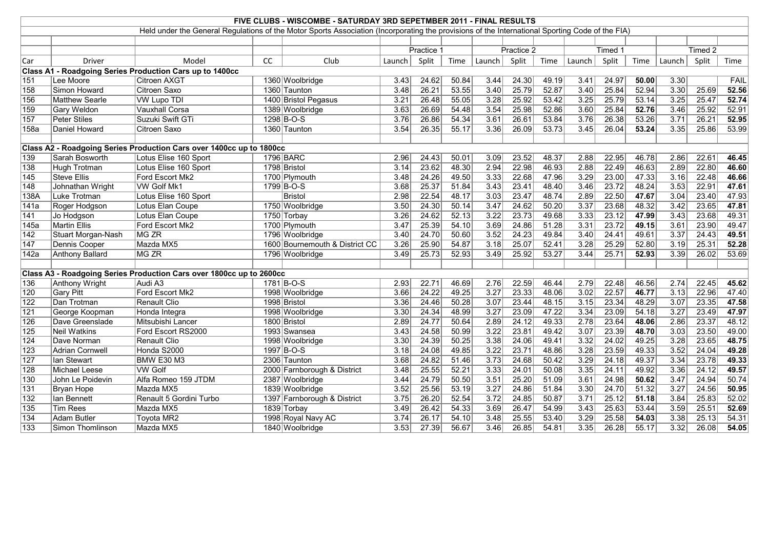# FIVE CLUBS - WISCOMBE - SATURDAY 3RD SEPETMBER 2011 - FINAL RESULTS

Held under the General Regulations of the Motor Sports Association (Incorporating the provisions of the International Sporting Code of the FIA)

| | | | | | Practice 1 | | | Practice 2 | | | Timed 1 | | | Timed 2 | | |
|---|---|---|---|---|---|---|---|---|---|---|---|---|---|---|---|---|
| Car | Driver | Model | CC | Club | Launch | Split | Time | Launch | Split | Time | Launch | Split | Time | Launch | Split | Time |
| **Class A1 - Roadgoing Series Production Cars up to 1400cc** | | | | | | | | | | | | | | | | |
| 151 | Lee Moore | Citroen AXGT | 1360 | Woolbridge | 3.43 | 24.62 | 50.84 | 3.44 | 24.30 | 49.19 | 3.41 | 24.97 | **50.00** | 3.30 | | FAIL |
| 158 | Simon Howard | Citroen Saxo | 1360 | Taunton | 3.48 | 26.21 | 53.55 | 3.40 | 25.79 | 52.87 | 3.40 | 25.84 | 52.94 | 3.30 | 25.69 | **52.56** |
| 156 | Matthew Searle | VW Lupo TDI | 1400 | Bristol Pegasus | 3.21 | 26.48 | 55.05 | 3.28 | 25.92 | 53.42 | 3.25 | 25.79 | 53.14 | 3.25 | 25.47 | **52.74** |
| 159 | Gary Weldon | Vauxhall Corsa | 1389 | Woolbridge | 3.63 | 26.69 | 54.48 | 3.54 | 25.98 | 52.86 | 3.60 | 25.84 | **52.76** | 3.46 | 25.92 | 52.91 |
| 157 | Peter Stiles | Suzuki Swift GTi | 1298 | B-O-S | 3.76 | 26.86 | 54.34 | 3.61 | 26.61 | 53.84 | 3.76 | 26.38 | 53.26 | 3.71 | 26.21 | **52.95** |
| 158a | Daniel Howard | Citroen Saxo | 1360 | Taunton | 3.54 | 26.35 | 55.17 | 3.36 | 26.09 | 53.73 | 3.45 | 26.04 | **53.24** | 3.35 | 25.86 | 53.99 |
| **Class A2 - Roadgoing Series Production Cars over 1400cc up to 1800cc** | | | | | | | | | | | | | | | | |
| 139 | Sarah Bosworth | Lotus Elise 160 Sport | 1796 | BARC | 2.96 | 24.43 | 50.01 | 3.09 | 23.52 | 48.37 | 2.88 | 22.95 | 46.78 | 2.86 | 22.61 | **46.45** |
| 138 | Hugh Trotman | Lotus Elise 160 Sport | 1798 | Bristol | 3.14 | 23.62 | 48.30 | 2.94 | 22.98 | 46.93 | 2.88 | 22.49 | 46.63 | 2.89 | 22.80 | **46.60** |
| 145 | Steve Ellis | Ford Escort Mk2 | 1700 | Plymouth | 3.48 | 24.26 | 49.50 | 3.33 | 22.68 | 47.96 | 3.29 | 23.00 | 47.33 | 3.16 | 22.48 | **46.66** |
| 148 | Johnathan Wright | VW Golf Mk1 | 1799 | B-O-S | 3.68 | 25.37 | 51.84 | 3.43 | 23.41 | 48.40 | 3.46 | 23.72 | 48.24 | 3.53 | 22.91 | **47.61** |
| 138A | Luke Trotman | Lotus Elise 160 Sport | | Bristol | 2.98 | 22.54 | 48.17 | 3.03 | 23.47 | 48.74 | 2.89 | 22.50 | **47.67** | 3.04 | 23.40 | 47.93 |
| 141a | Roger Hodgson | Lotus Elan Coupe | 1750 | Woolbridge | 3.50 | 24.30 | 50.14 | 3.47 | 24.62 | 50.20 | 3.37 | 23.68 | 48.32 | 3.42 | 23.65 | **47.81** |
| 141 | Jo Hodgson | Lotus Elan Coupe | 1750 | Torbay | 3.26 | 24.62 | 52.13 | 3.22 | 23.73 | 49.68 | 3.33 | 23.12 | **47.99** | 3.43 | 23.68 | 49.31 |
| 145a | Martin Ellis | Ford Escort Mk2 | 1700 | Plymouth | 3.47 | 25.39 | 54.10 | 3.69 | 24.86 | 51.28 | 3.31 | 23.72 | **49.15** | 3.61 | 23.90 | 49.47 |
| 142 | Stuart Morgan-Nash | MG ZR | 1796 | Woolbridge | 3.40 | 24.70 | 50.60 | 3.52 | 24.23 | 49.84 | 3.40 | 24.41 | 49.61 | 3.37 | 24.43 | **49.51** |
| 147 | Dennis Cooper | Mazda MX5 | 1600 | Bournemouth & District CC | 3.26 | 25.90 | 54.87 | 3.18 | 25.07 | 52.41 | 3.28 | 25.29 | 52.80 | 3.19 | 25.31 | **52.28** |
| 142a | Anthony Ballard | MG ZR | 1796 | Woolbridge | 3.49 | 25.73 | 52.93 | 3.49 | 25.92 | 53.27 | 3.44 | 25.71 | **52.93** | 3.39 | 26.02 | 53.69 |
| **Class A3 - Roadgoing Series Production Cars over 1800cc up to 2600cc** | | | | | | | | | | | | | | | | |
| 136 | Anthony Wright | Audi A3 | 1781 | B-O-S | 2.93 | 22.71 | 46.69 | 2.76 | 22.59 | 46.44 | 2.79 | 22.48 | 46.56 | 2.74 | 22.45 | **45.62** |
| 120 | Gary Pitt | Ford Escort Mk2 | 1998 | Woolbridge | 3.66 | 24.22 | 49.25 | 3.27 | 23.33 | 48.06 | 3.02 | 22.57 | **46.77** | 3.13 | 22.96 | 47.40 |
| 122 | Dan Trotman | Renault Clio | 1998 | Bristol | 3.36 | 24.46 | 50.28 | 3.07 | 23.44 | 48.15 | 3.15 | 23.34 | 48.29 | 3.07 | 23.35 | **47.58** |
| 121 | George Koopman | Honda Integra | 1998 | Woolbridge | 3.30 | 24.34 | 48.99 | 3.27 | 23.09 | 47.22 | 3.34 | 23.09 | 54.18 | 3.27 | 23.49 | **47.97** |
| 126 | Dave Greenslade | Mitsubishi Lancer | 1800 | Bristol | 2.89 | 24.77 | 50.64 | 2.89 | 24.12 | 49.33 | 2.78 | 23.64 | **48.06** | 2.86 | 23.37 | 48.12 |
| 125 | Neil Watkins | Ford Escort RS2000 | 1993 | Swansea | 3.43 | 24.58 | 50.99 | 3.22 | 23.81 | 49.42 | 3.07 | 23.39 | **48.70** | 3.03 | 23.50 | 49.00 |
| 124 | Dave Norman | Renault Clio | 1998 | Woolbridge | 3.30 | 24.39 | 50.25 | 3.38 | 24.06 | 49.41 | 3.32 | 24.02 | 49.25 | 3.28 | 23.65 | **48.75** |
| 123 | Adrian Cornwell | Honda S2000 | 1997 | B-O-S | 3.18 | 24.08 | 49.85 | 3.22 | 23.71 | 48.86 | 3.28 | 23.59 | 49.33 | 3.52 | 24.04 | **49.28** |
| 127 | Ian Stewart | BMW E30 M3 | 2306 | Taunton | 3.68 | 24.82 | 51.46 | 3.73 | 24.68 | 50.42 | 3.29 | 24.18 | 49.37 | 3.34 | 23.78 | **49.33** |
| 128 | Michael Leese | VW Golf | 2000 | Farnborough & District | 3.48 | 25.55 | 52.21 | 3.33 | 24.01 | 50.08 | 3.35 | 24.11 | 49.92 | 3.36 | 24.12 | **49.57** |
| 130 | John Le Poidevin | Alfa Romeo 159 JTDM | 2387 | Woolbridge | 3.44 | 24.79 | 50.50 | 3.51 | 25.20 | 51.09 | 3.61 | 24.98 | **50.62** | 3.47 | 24.94 | 50.74 |
| 131 | Bryan Hope | Mazda MX5 | 1839 | Woolbridge | 3.52 | 25.56 | 53.19 | 3.27 | 24.86 | 51.84 | 3.30 | 24.70 | 51.32 | 3.27 | 24.56 | **50.95** |
| 132 | Ian Bennett | Renault 5 Gordini Turbo | 1397 | Farnborough & District | 3.75 | 26.20 | 52.54 | 3.72 | 24.85 | 50.87 | 3.71 | 25.12 | **51.18** | 3.84 | 25.83 | 52.02 |
| 135 | Tim Rees | Mazda MX5 | 1839 | Torbay | 3.49 | 26.42 | 54.33 | 3.69 | 26.47 | 54.99 | 3.43 | 25.63 | 53.44 | 3.59 | 25.51 | **52.69** |
| 134 | Adam Butler | Toyota MR2 | 1998 | Royal Navy AC | 3.74 | 26.17 | 54.10 | 3.48 | 25.55 | 53.40 | 3.29 | 25.58 | **54.03** | 3.38 | 25.13 | 54.31 |
| 133 | Simon Thomlinson | Mazda MX5 | 1840 | Woolbridge | 3.53 | 27.39 | 56.67 | 3.46 | 26.85 | 54.81 | 3.35 | 26.28 | 55.17 | 3.32 | 26.08 | **54.05** |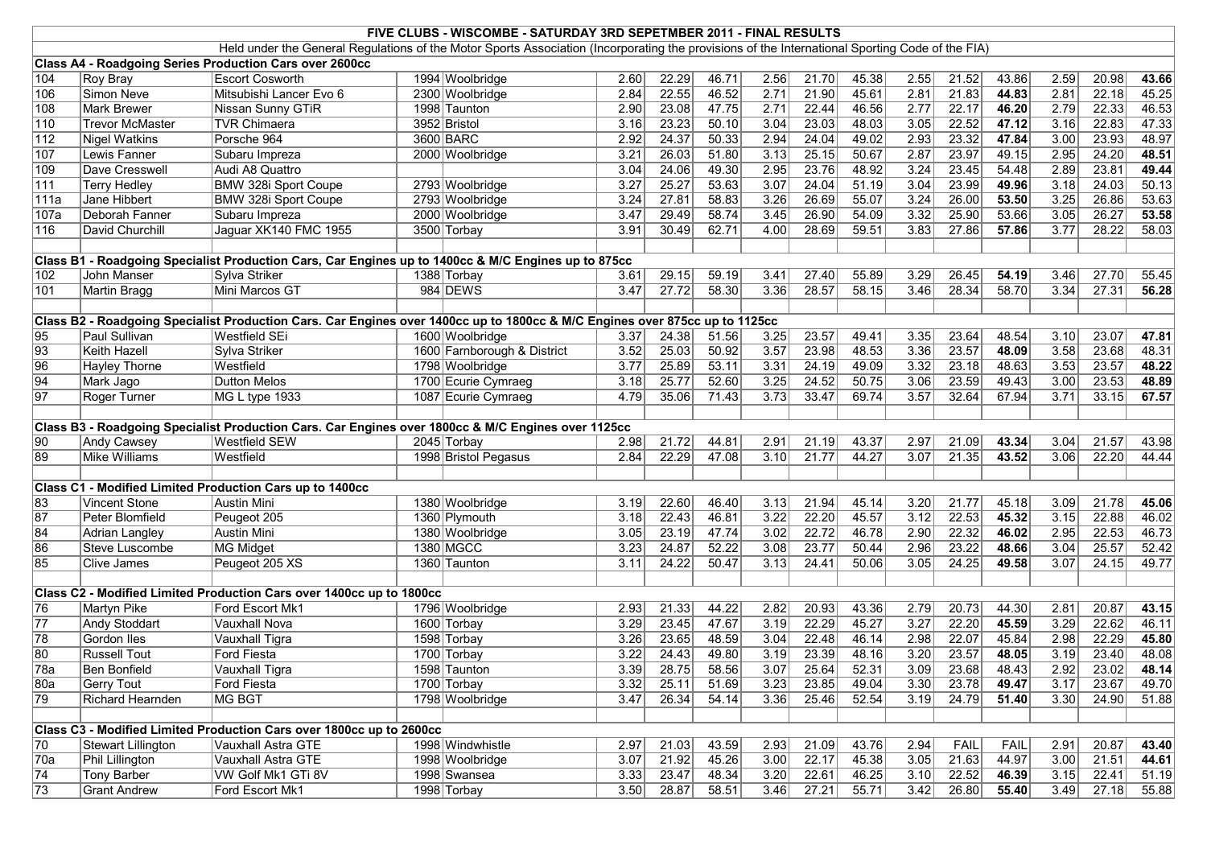# FIVE CLUBS - WISCOMBE - SATURDAY 3RD SEPETMBER 2011 - FINAL RESULTS

Held under the General Regulations of the Motor Sports Association (Incorporating the provisions of the International Sporting Code of the FIA)

| No | Driver | Car | cc | Club | | | | | | | | | | | | |
|---|---|---|---|---|---|---|---|---|---|---|---|---|---|---|---|---|
| **Class A4 - Roadgoing Series Production Cars over 2600cc** | | | | | | | | | | | | | | | | |
| 104 | Roy Bray | Escort Cosworth | 1994 | Woolbridge | 2.60 | 22.29 | 46.71 | 2.56 | 21.70 | 45.38 | 2.55 | 21.52 | 43.86 | 2.59 | 20.98 | **43.66** |
| 106 | Simon Neve | Mitsubishi Lancer Evo 6 | 2300 | Woolbridge | 2.84 | 22.55 | 46.52 | 2.71 | 21.90 | 45.61 | 2.81 | 21.83 | **44.83** | 2.81 | 22.18 | 45.25 |
| 108 | Mark Brewer | Nissan Sunny GTiR | 1998 | Taunton | 2.90 | 23.08 | 47.75 | 2.71 | 22.44 | 46.56 | 2.77 | 22.17 | **46.20** | 2.79 | 22.33 | 46.53 |
| 110 | Trevor McMaster | TVR Chimaera | 3952 | Bristol | 3.16 | 23.23 | 50.10 | 3.04 | 23.03 | 48.03 | 3.05 | 22.52 | **47.12** | 3.16 | 22.83 | 47.33 |
| 112 | Nigel Watkins | Porsche 964 | 3600 | BARC | 2.92 | 24.37 | 50.33 | 2.94 | 24.04 | 49.02 | 2.93 | 23.32 | **47.84** | 3.00 | 23.93 | 48.97 |
| 107 | Lewis Fanner | Subaru Impreza | 2000 | Woolbridge | 3.21 | 26.03 | 51.80 | 3.13 | 25.15 | 50.67 | 2.87 | 23.97 | 49.15 | 2.95 | 24.20 | **48.51** |
| 109 | Dave Cresswell | Audi A8 Quattro | | | 3.04 | 24.06 | 49.30 | 2.95 | 23.76 | 48.92 | 3.24 | 23.45 | 54.48 | 2.89 | 23.81 | **49.44** |
| 111 | Terry Hedley | BMW 328i Sport Coupe | 2793 | Woolbridge | 3.27 | 25.27 | 53.63 | 3.07 | 24.04 | 51.19 | 3.04 | 23.99 | **49.96** | 3.18 | 24.03 | 50.13 |
| 111a | Jane Hibbert | BMW 328i Sport Coupe | 2793 | Woolbridge | 3.24 | 27.81 | 58.83 | 3.26 | 26.69 | 55.07 | 3.24 | 26.00 | **53.50** | 3.25 | 26.86 | 53.63 |
| 107a | Deborah Fanner | Subaru Impreza | 2000 | Woolbridge | 3.47 | 29.49 | 58.74 | 3.45 | 26.90 | 54.09 | 3.32 | 25.90 | 53.66 | 3.05 | 26.27 | **53.58** |
| 116 | David Churchill | Jaguar XK140 FMC 1955 | 3500 | Torbay | 3.91 | 30.49 | 62.71 | 4.00 | 28.69 | 59.51 | 3.83 | 27.86 | **57.86** | 3.77 | 28.22 | 58.03 |
| **Class B1 - Roadgoing Specialist Production Cars, Car Engines up to 1400cc & M/C Engines up to 875cc** | | | | | | | | | | | | | | | | |
| 102 | John Manser | Sylva Striker | 1388 | Torbay | 3.61 | 29.15 | 59.19 | 3.41 | 27.40 | 55.89 | 3.29 | 26.45 | **54.19** | 3.46 | 27.70 | 55.45 |
| 101 | Martin Bragg | Mini Marcos GT | 984 | DEWS | 3.47 | 27.72 | 58.30 | 3.36 | 28.57 | 58.15 | 3.46 | 28.34 | 58.70 | 3.34 | 27.31 | **56.28** |
| **Class B2 - Roadgoing Specialist Production Cars. Car Engines over 1400cc up to 1800cc & M/C Engines over 875cc up to 1125cc** | | | | | | | | | | | | | | | | |
| 95 | Paul Sullivan | Westfield SEi | 1600 | Woolbridge | 3.37 | 24.38 | 51.56 | 3.25 | 23.57 | 49.41 | 3.35 | 23.64 | 48.54 | 3.10 | 23.07 | **47.81** |
| 93 | Keith Hazell | Sylva Striker | 1600 | Farnborough & District | 3.52 | 25.03 | 50.92 | 3.57 | 23.98 | 48.53 | 3.36 | 23.57 | **48.09** | 3.58 | 23.68 | 48.31 |
| 96 | Hayley Thorne | Westfield | 1798 | Woolbridge | 3.77 | 25.89 | 53.11 | 3.31 | 24.19 | 49.09 | 3.32 | 23.18 | 48.63 | 3.53 | 23.57 | **48.22** |
| 94 | Mark Jago | Dutton Melos | 1700 | Ecurie Cymraeg | 3.18 | 25.77 | 52.60 | 3.25 | 24.52 | 50.75 | 3.06 | 23.59 | 49.43 | 3.00 | 23.53 | **48.89** |
| 97 | Roger Turner | MG L type 1933 | 1087 | Ecurie Cymraeg | 4.79 | 35.06 | 71.43 | 3.73 | 33.47 | 69.74 | 3.57 | 32.64 | 67.94 | 3.71 | 33.15 | **67.57** |
| **Class B3 - Roadgoing Specialist Production Cars. Car Engines over 1800cc & M/C Engines over 1125cc** | | | | | | | | | | | | | | | | |
| 90 | Andy Cawsey | Westfield SEW | 2045 | Torbay | 2.98 | 21.72 | 44.81 | 2.91 | 21.19 | 43.37 | 2.97 | 21.09 | **43.34** | 3.04 | 21.57 | 43.98 |
| 89 | Mike Williams | Westfield | 1998 | Bristol Pegasus | 2.84 | 22.29 | 47.08 | 3.10 | 21.77 | 44.27 | 3.07 | 21.35 | **43.52** | 3.06 | 22.20 | 44.44 |
| **Class C1 - Modified Limited Production Cars up to 1400cc** | | | | | | | | | | | | | | | | |
| 83 | Vincent Stone | Austin Mini | 1380 | Woolbridge | 3.19 | 22.60 | 46.40 | 3.13 | 21.94 | 45.14 | 3.20 | 21.77 | 45.18 | 3.09 | 21.78 | **45.06** |
| 87 | Peter Blomfield | Peugeot 205 | 1360 | Plymouth | 3.18 | 22.43 | 46.81 | 3.22 | 22.20 | 45.57 | 3.12 | 22.53 | **45.32** | 3.15 | 22.88 | 46.02 |
| 84 | Adrian Langley | Austin Mini | 1380 | Woolbridge | 3.05 | 23.19 | 47.74 | 3.02 | 22.72 | 46.78 | 2.90 | 22.32 | **46.02** | 2.95 | 22.53 | 46.73 |
| 86 | Steve Luscombe | MG Midget | 1380 | MGCC | 3.23 | 24.87 | 52.22 | 3.08 | 23.77 | 50.44 | 2.96 | 23.22 | **48.66** | 3.04 | 25.57 | 52.42 |
| 85 | Clive James | Peugeot 205 XS | 1360 | Taunton | 3.11 | 24.22 | 50.47 | 3.13 | 24.41 | 50.06 | 3.05 | 24.25 | **49.58** | 3.07 | 24.15 | 49.77 |
| **Class C2 - Modified Limited Production Cars over 1400cc up to 1800cc** | | | | | | | | | | | | | | | | |
| 76 | Martyn Pike | Ford Escort Mk1 | 1796 | Woolbridge | 2.93 | 21.33 | 44.22 | 2.82 | 20.93 | 43.36 | 2.79 | 20.73 | 44.30 | 2.81 | 20.87 | **43.15** |
| 77 | Andy Stoddart | Vauxhall Nova | 1600 | Torbay | 3.29 | 23.45 | 47.67 | 3.19 | 22.29 | 45.27 | 3.27 | 22.20 | **45.59** | 3.29 | 22.62 | 46.11 |
| 78 | Gordon Iles | Vauxhall Tigra | 1598 | Torbay | 3.26 | 23.65 | 48.59 | 3.04 | 22.48 | 46.14 | 2.98 | 22.07 | 45.84 | 2.98 | 22.29 | **45.80** |
| 80 | Russell Tout | Ford Fiesta | 1700 | Torbay | 3.22 | 24.43 | 49.80 | 3.19 | 23.39 | 48.16 | 3.20 | 23.57 | **48.05** | 3.19 | 23.40 | 48.08 |
| 78a | Ben Bonfield | Vauxhall Tigra | 1598 | Taunton | 3.39 | 28.75 | 58.56 | 3.07 | 25.64 | 52.31 | 3.09 | 23.68 | 48.43 | 2.92 | 23.02 | **48.14** |
| 80a | Gerry Tout | Ford Fiesta | 1700 | Torbay | 3.32 | 25.11 | 51.69 | 3.23 | 23.85 | 49.04 | 3.30 | 23.78 | **49.47** | 3.17 | 23.67 | 49.70 |
| 79 | Richard Hearnden | MG BGT | 1798 | Woolbridge | 3.47 | 26.34 | 54.14 | 3.36 | 25.46 | 52.54 | 3.19 | 24.79 | **51.40** | 3.30 | 24.90 | 51.88 |
| **Class C3 - Modified Limited Production Cars over 1800cc up to 2600cc** | | | | | | | | | | | | | | | | |
| 70 | Stewart Lillington | Vauxhall Astra GTE | 1998 | Windwhistle | 2.97 | 21.03 | 43.59 | 2.93 | 21.09 | 43.76 | 2.94 | FAIL | FAIL | 2.91 | 20.87 | **43.40** |
| 70a | Phil Lillington | Vauxhall Astra GTE | 1998 | Woolbridge | 3.07 | 21.92 | 45.26 | 3.00 | 22.17 | 45.38 | 3.05 | 21.63 | 44.97 | 3.00 | 21.51 | **44.61** |
| 74 | Tony Barber | VW Golf Mk1 GTi 8V | 1998 | Swansea | 3.33 | 23.47 | 48.34 | 3.20 | 22.61 | 46.25 | 3.10 | 22.52 | **46.39** | 3.15 | 22.41 | 51.19 |
| 73 | Grant Andrew | Ford Escort Mk1 | 1998 | Torbay | 3.50 | 28.87 | 58.51 | 3.46 | 27.21 | 55.71 | 3.42 | 26.80 | **55.40** | 3.49 | 27.18 | 55.88 |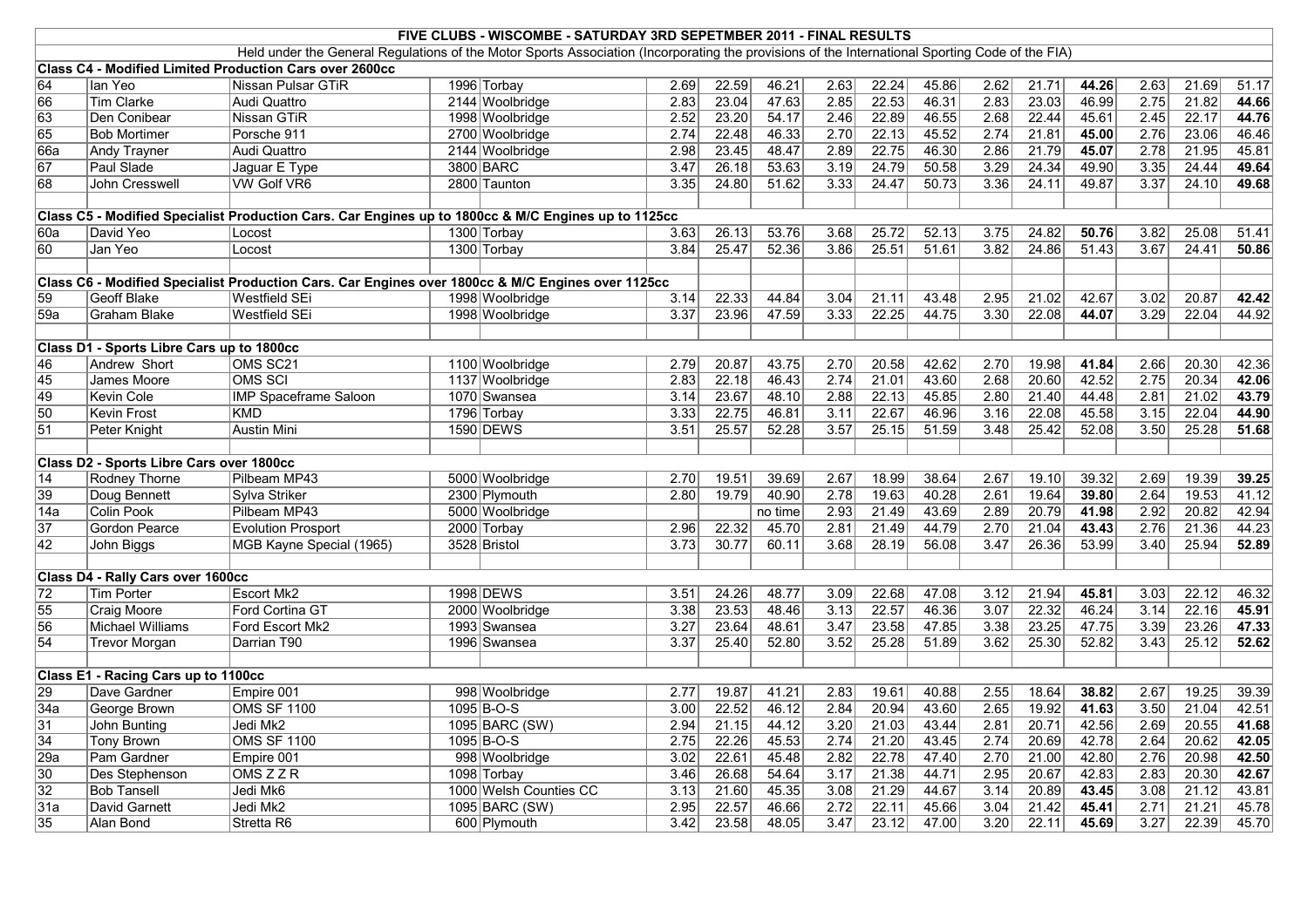# FIVE CLUBS - WISCOMBE - SATURDAY 3RD SEPETMBER 2011 - FINAL RESULTS

Held under the General Regulations of the Motor Sports Association (Incorporating the provisions of the International Sporting Code of the FIA)

| No. | Driver | Car | cc | Club | | | | | | | | | | | | |
|---|---|---|---|---|---|---|---|---|---|---|---|---|---|---|---|---|
| **Class C4 - Modified Limited Production Cars over 2600cc** | | | | | | | | | | | | | | | | |
| 64 | Ian Yeo | Nissan Pulsar GTiR | 1996 | Torbay | 2.69 | 22.59 | 46.21 | 2.63 | 22.24 | 45.86 | 2.62 | 21.71 | **44.26** | 2.63 | 21.69 | 51.17 |
| 66 | Tim Clarke | Audi Quattro | 2144 | Woolbridge | 2.83 | 23.04 | 47.63 | 2.85 | 22.53 | 46.31 | 2.83 | 23.03 | 46.99 | 2.75 | 21.82 | **44.66** |
| 63 | Den Conibear | Nissan GTiR | 1998 | Woolbridge | 2.52 | 23.20 | 54.17 | 2.46 | 22.89 | 46.55 | 2.68 | 22.44 | 45.61 | 2.45 | 22.17 | **44.76** |
| 65 | Bob Mortimer | Porsche 911 | 2700 | Woolbridge | 2.74 | 22.48 | 46.33 | 2.70 | 22.13 | 45.52 | 2.74 | 21.81 | **45.00** | 2.76 | 23.06 | 46.46 |
| 66a | Andy Trayner | Audi Quattro | 2144 | Woolbridge | 2.98 | 23.45 | 48.47 | 2.89 | 22.75 | 46.30 | 2.86 | 21.79 | **45.07** | 2.78 | 21.95 | 45.81 |
| 67 | Paul Slade | Jaguar E Type | 3800 | BARC | 3.47 | 26.18 | 53.63 | 3.19 | 24.79 | 50.58 | 3.29 | 24.34 | 49.90 | 3.35 | 24.44 | **49.64** |
| 68 | John Cresswell | VW Golf VR6 | 2800 | Taunton | 3.35 | 24.80 | 51.62 | 3.33 | 24.47 | 50.73 | 3.36 | 24.11 | 49.87 | 3.37 | 24.10 | **49.68** |
| **Class C5 - Modified Specialist Production Cars. Car Engines up to 1800cc & M/C Engines up to 1125cc** | | | | | | | | | | | | | | | | |
| 60a | David Yeo | Locost | 1300 | Torbay | 3.63 | 26.13 | 53.76 | 3.68 | 25.72 | 52.13 | 3.75 | 24.82 | **50.76** | 3.82 | 25.08 | 51.41 |
| 60 | Jan Yeo | Locost | 1300 | Torbay | 3.84 | 25.47 | 52.36 | 3.86 | 25.51 | 51.61 | 3.82 | 24.86 | 51.43 | 3.67 | 24.41 | **50.86** |
| **Class C6 - Modified Specialist Production Cars. Car Engines over 1800cc & M/C Engines over 1125cc** | | | | | | | | | | | | | | | | |
| 59 | Geoff Blake | Westfield SEi | 1998 | Woolbridge | 3.14 | 22.33 | 44.84 | 3.04 | 21.11 | 43.48 | 2.95 | 21.02 | 42.67 | 3.02 | 20.87 | **42.42** |
| 59a | Graham Blake | Westfield SEi | 1998 | Woolbridge | 3.37 | 23.96 | 47.59 | 3.33 | 22.25 | 44.75 | 3.30 | 22.08 | **44.07** | 3.29 | 22.04 | 44.92 |
| **Class D1 - Sports Libre Cars up to 1800cc** | | | | | | | | | | | | | | | | |
| 46 | Andrew Short | OMS SC21 | 1100 | Woolbridge | 2.79 | 20.87 | 43.75 | 2.70 | 20.58 | 42.62 | 2.70 | 19.98 | **41.84** | 2.66 | 20.30 | 42.36 |
| 45 | James Moore | OMS SCI | 1137 | Woolbridge | 2.83 | 22.18 | 46.43 | 2.74 | 21.01 | 43.60 | 2.68 | 20.60 | 42.52 | 2.75 | 20.34 | **42.06** |
| 49 | Kevin Cole | IMP Spaceframe Saloon | 1070 | Swansea | 3.14 | 23.67 | 48.10 | 2.88 | 22.13 | 45.85 | 2.80 | 21.40 | 44.48 | 2.81 | 21.02 | **43.79** |
| 50 | Kevin Frost | KMD | 1796 | Torbay | 3.33 | 22.75 | 46.81 | 3.11 | 22.67 | 46.96 | 3.16 | 22.08 | 45.58 | 3.15 | 22.04 | **44.90** |
| 51 | Peter Knight | Austin Mini | 1590 | DEWS | 3.51 | 25.57 | 52.28 | 3.57 | 25.15 | 51.59 | 3.48 | 25.42 | 52.08 | 3.50 | 25.28 | **51.68** |
| **Class D2 - Sports Libre Cars over 1800cc** | | | | | | | | | | | | | | | | |
| 14 | Rodney Thorne | Pilbeam MP43 | 5000 | Woolbridge | 2.70 | 19.51 | 39.69 | 2.67 | 18.99 | 38.64 | 2.67 | 19.10 | 39.32 | 2.69 | 19.39 | **39.25** |
| 39 | Doug Bennett | Sylva Striker | 2300 | Plymouth | 2.80 | 19.79 | 40.90 | 2.78 | 19.63 | 40.28 | 2.61 | 19.64 | **39.80** | 2.64 | 19.53 | 41.12 |
| 14a | Colin Pook | Pilbeam MP43 | 5000 | Woolbridge | | | no time | 2.93 | 21.49 | 43.69 | 2.89 | 20.79 | **41.98** | 2.92 | 20.82 | 42.94 |
| 37 | Gordon Pearce | Evolution Prosport | 2000 | Torbay | 2.96 | 22.32 | 45.70 | 2.81 | 21.49 | 44.79 | 2.70 | 21.04 | **43.43** | 2.76 | 21.36 | 44.23 |
| 42 | John Biggs | MGB Kayne Special (1965) | 3528 | Bristol | 3.73 | 30.77 | 60.11 | 3.68 | 28.19 | 56.08 | 3.47 | 26.36 | 53.99 | 3.40 | 25.94 | **52.89** |
| **Class D4 - Rally Cars over 1600cc** | | | | | | | | | | | | | | | | |
| 72 | Tim Porter | Escort Mk2 | 1998 | DEWS | 3.51 | 24.26 | 48.77 | 3.09 | 22.68 | 47.08 | 3.12 | 21.94 | **45.81** | 3.03 | 22.12 | 46.32 |
| 55 | Craig Moore | Ford Cortina GT | 2000 | Woolbridge | 3.38 | 23.53 | 48.46 | 3.13 | 22.57 | 46.36 | 3.07 | 22.32 | 46.24 | 3.14 | 22.16 | **45.91** |
| 56 | Michael Williams | Ford Escort Mk2 | 1993 | Swansea | 3.27 | 23.64 | 48.61 | 3.47 | 23.58 | 47.85 | 3.38 | 23.25 | 47.75 | 3.39 | 23.26 | **47.33** |
| 54 | Trevor Morgan | Darrian T90 | 1996 | Swansea | 3.37 | 25.40 | 52.80 | 3.52 | 25.28 | 51.89 | 3.62 | 25.30 | 52.82 | 3.43 | 25.12 | **52.62** |
| **Class E1 - Racing Cars up to 1100cc** | | | | | | | | | | | | | | | | |
| 29 | Dave Gardner | Empire 001 | 998 | Woolbridge | 2.77 | 19.87 | 41.21 | 2.83 | 19.61 | 40.88 | 2.55 | 18.64 | **38.82** | 2.67 | 19.25 | 39.39 |
| 34a | George Brown | OMS SF 1100 | 1095 | B-O-S | 3.00 | 22.52 | 46.12 | 2.84 | 20.94 | 43.60 | 2.65 | 19.92 | **41.63** | 3.50 | 21.04 | 42.51 |
| 31 | John Bunting | Jedi Mk2 | 1095 | BARC (SW) | 2.94 | 21.15 | 44.12 | 3.20 | 21.03 | 43.44 | 2.81 | 20.71 | 42.56 | 2.69 | 20.55 | **41.68** |
| 34 | Tony Brown | OMS SF 1100 | 1095 | B-O-S | 2.75 | 22.26 | 45.53 | 2.74 | 21.20 | 43.45 | 2.74 | 20.69 | 42.78 | 2.64 | 20.62 | **42.05** |
| 29a | Pam Gardner | Empire 001 | 998 | Woolbridge | 3.02 | 22.61 | 45.48 | 2.82 | 22.78 | 47.40 | 2.70 | 21.00 | 42.80 | 2.76 | 20.98 | **42.50** |
| 30 | Des Stephenson | OMS Z Z R | 1098 | Torbay | 3.46 | 26.68 | 54.64 | 3.17 | 21.38 | 44.71 | 2.95 | 20.67 | 42.83 | 2.83 | 20.30 | **42.67** |
| 32 | Bob Tansell | Jedi Mk6 | 1000 | Welsh Counties CC | 3.13 | 21.60 | 45.35 | 3.08 | 21.29 | 44.67 | 3.14 | 20.89 | **43.45** | 3.08 | 21.12 | 43.81 |
| 31a | David Garnett | Jedi Mk2 | 1095 | BARC (SW) | 2.95 | 22.57 | 46.66 | 2.72 | 22.11 | 45.66 | 3.04 | 21.42 | **45.41** | 2.71 | 21.21 | 45.78 |
| 35 | Alan Bond | Stretta R6 | 600 | Plymouth | 3.42 | 23.58 | 48.05 | 3.47 | 23.12 | 47.00 | 3.20 | 22.11 | **45.69** | 3.27 | 22.39 | 45.70 |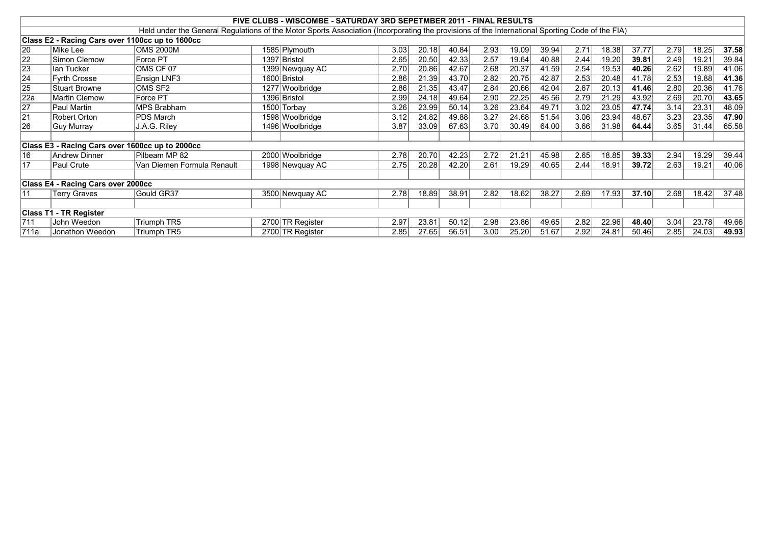**FIVE CLUBS - WISCOMBE - SATURDAY 3RD SEPETMBER 2011 - FINAL RESULTS**

Held under the General Regulations of the Motor Sports Association (Incorporating the provisions of the International Sporting Code of the FIA)

| No. | Driver | Car | cc | Club | | | | | | | | | | | | |
|---|---|---|---|---|---|---|---|---|---|---|---|---|---|---|---|---|
| **Class E2 - Racing Cars over 1100cc up to 1600cc** | | | | | | | | | | | | | | | | |
| 20 | Mike Lee | OMS 2000M | 1585 | Plymouth | 3.03 | 20.18 | 40.84 | 2.93 | 19.09 | 39.94 | 2.71 | 18.38 | 37.77 | 2.79 | 18.25 | **37.58** |
| 22 | Simon Clemow | Force PT | 1397 | Bristol | 2.65 | 20.50 | 42.33 | 2.57 | 19.64 | 40.88 | 2.44 | 19.20 | **39.81** | 2.49 | 19.21 | 39.84 |
| 23 | Ian Tucker | OMS CF 07 | 1399 | Newquay AC | 2.70 | 20.86 | 42.67 | 2.68 | 20.37 | 41.59 | 2.54 | 19.53 | **40.26** | 2.62 | 19.89 | 41.06 |
| 24 | Fyrth Crosse | Ensign LNF3 | 1600 | Bristol | 2.86 | 21.39 | 43.70 | 2.82 | 20.75 | 42.87 | 2.53 | 20.48 | 41.78 | 2.53 | 19.88 | **41.36** |
| 25 | Stuart Browne | OMS SF2 | 1277 | Woolbridge | 2.86 | 21.35 | 43.47 | 2.84 | 20.66 | 42.04 | 2.67 | 20.13 | **41.46** | 2.80 | 20.36 | 41.76 |
| 22a | Martin Clemow | Force PT | 1396 | Bristol | 2.99 | 24.18 | 49.64 | 2.90 | 22.25 | 45.56 | 2.79 | 21.29 | 43.92 | 2.69 | 20.70 | **43.65** |
| 27 | Paul Martin | MPS Brabham | 1500 | Torbay | 3.26 | 23.99 | 50.14 | 3.26 | 23.64 | 49.71 | 3.02 | 23.05 | **47.74** | 3.14 | 23.31 | 48.09 |
| 21 | Robert Orton | PDS March | 1598 | Woolbridge | 3.12 | 24.82 | 49.88 | 3.27 | 24.68 | 51.54 | 3.06 | 23.94 | 48.67 | 3.23 | 23.35 | **47.90** |
| 26 | Guy Murray | J.A.G. Riley | 1496 | Woolbridge | 3.87 | 33.09 | 67.63 | 3.70 | 30.49 | 64.00 | 3.66 | 31.98 | **64.44** | 3.65 | 31.44 | 65.58 |
| **Class E3 - Racing Cars over 1600cc up to 2000cc** | | | | | | | | | | | | | | | | |
| 16 | Andrew Dinner | Pilbeam MP 82 | 2000 | Woolbridge | 2.78 | 20.70 | 42.23 | 2.72 | 21.21 | 45.98 | 2.65 | 18.85 | **39.33** | 2.94 | 19.29 | 39.44 |
| 17 | Paul Crute | Van Diemen Formula Renault | 1998 | Newquay AC | 2.75 | 20.28 | 42.20 | 2.61 | 19.29 | 40.65 | 2.44 | 18.91 | **39.72** | 2.63 | 19.21 | 40.06 |
| **Class E4 - Racing Cars over 2000cc** | | | | | | | | | | | | | | | | |
| 11 | Terry Graves | Gould GR37 | 3500 | Newquay AC | 2.78 | 18.89 | 38.91 | 2.82 | 18.62 | 38.27 | 2.69 | 17.93 | **37.10** | 2.68 | 18.42 | 37.48 |
| **Class T1 - TR Register** | | | | | | | | | | | | | | | | |
| 711 | John Weedon | Triumph TR5 | 2700 | TR Register | 2.97 | 23.81 | 50.12 | 2.98 | 23.86 | 49.65 | 2.82 | 22.96 | **48.40** | 3.04 | 23.78 | 49.66 |
| 711a | Jonathon Weedon | Triumph TR5 | 2700 | TR Register | 2.85 | 27.65 | 56.51 | 3.00 | 25.20 | 51.67 | 2.92 | 24.81 | 50.46 | 2.85 | 24.03 | **49.93** |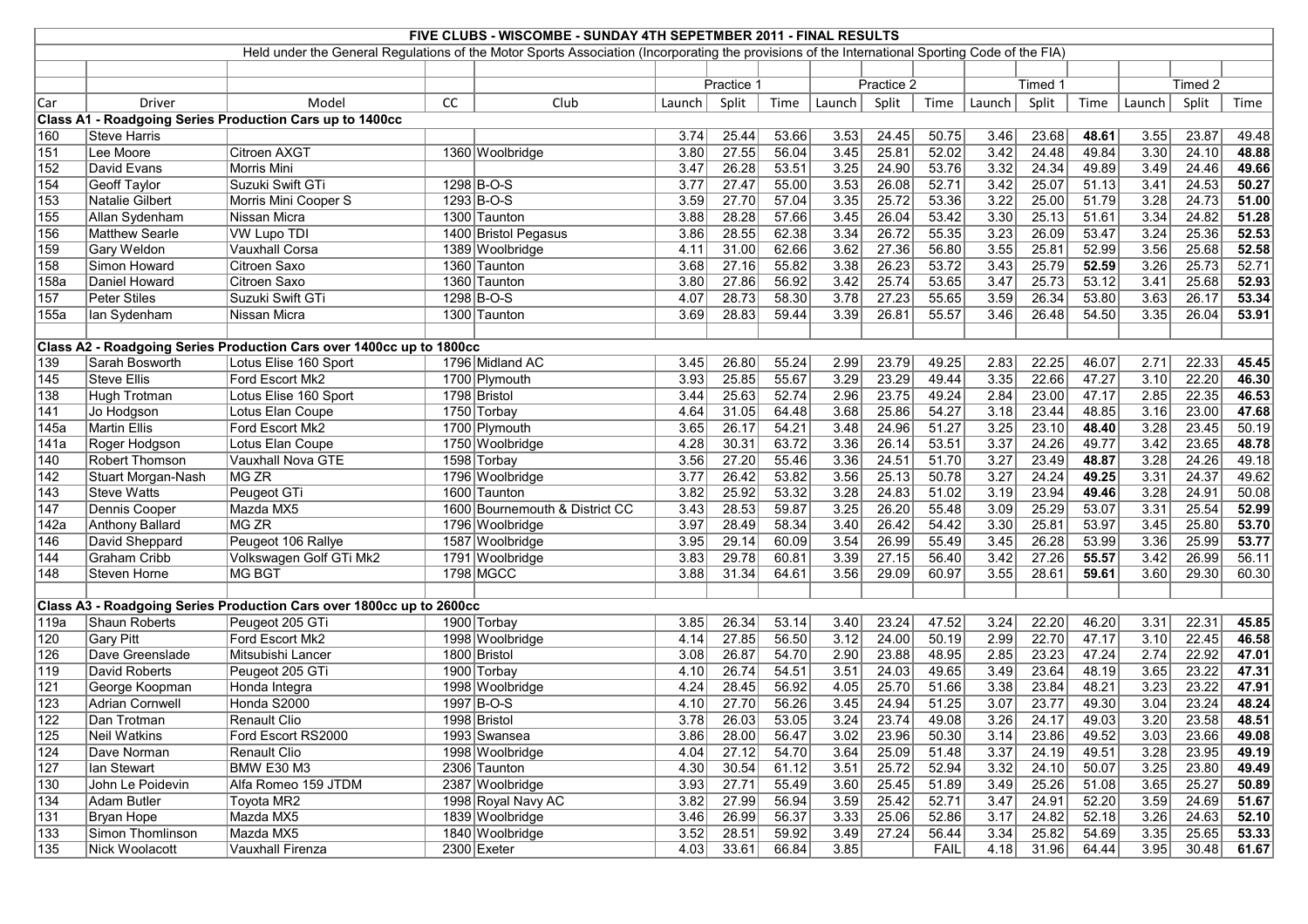# FIVE CLUBS - WISCOMBE - SUNDAY 4TH SEPETMBER 2011 - FINAL RESULTS

Held under the General Regulations of the Motor Sports Association (Incorporating the provisions of the International Sporting Code of the FIA)

| | | | | | Practice 1 | | | Practice 2 | | | Timed 1 | | | Timed 2 | | |
|---|---|---|---|---|---|---|---|---|---|---|---|---|---|---|---|---|
| Car | Driver | Model | CC | Club | Launch | Split | Time | Launch | Split | Time | Launch | Split | Time | Launch | Split | Time |
| **Class A1 - Roadgoing Series Production Cars up to 1400cc** | | | | | | | | | | | | | | | | |
| 160 | Steve Harris | | | | 3.74 | 25.44 | 53.66 | 3.53 | 24.45 | 50.75 | 3.46 | 23.68 | **48.61** | 3.55 | 23.87 | 49.48 |
| 151 | Lee Moore | Citroen AXGT | 1360 | Woolbridge | 3.80 | 27.55 | 56.04 | 3.45 | 25.81 | 52.02 | 3.42 | 24.48 | 49.84 | 3.30 | 24.10 | **48.88** |
| 152 | David Evans | Morris Mini | | | 3.47 | 26.28 | 53.51 | 3.25 | 24.90 | 53.76 | 3.32 | 24.34 | 49.89 | 3.49 | 24.46 | **49.66** |
| 154 | Geoff Taylor | Suzuki Swift GTi | 1298 | B-O-S | 3.77 | 27.47 | 55.00 | 3.53 | 26.08 | 52.71 | 3.42 | 25.07 | 51.13 | 3.41 | 24.53 | **50.27** |
| 153 | Natalie Gilbert | Morris Mini Cooper S | 1293 | B-O-S | 3.59 | 27.70 | 57.04 | 3.35 | 25.72 | 53.36 | 3.22 | 25.00 | 51.79 | 3.28 | 24.73 | **51.00** |
| 155 | Allan Sydenham | Nissan Micra | 1300 | Taunton | 3.88 | 28.28 | 57.66 | 3.45 | 26.04 | 53.42 | 3.30 | 25.13 | 51.61 | 3.34 | 24.82 | **51.28** |
| 156 | Matthew Searle | VW Lupo TDI | 1400 | Bristol Pegasus | 3.86 | 28.55 | 62.38 | 3.34 | 26.72 | 55.35 | 3.23 | 26.09 | 53.47 | 3.24 | 25.36 | **52.53** |
| 159 | Gary Weldon | Vauxhall Corsa | 1389 | Woolbridge | 4.11 | 31.00 | 62.66 | 3.62 | 27.36 | 56.80 | 3.55 | 25.81 | 52.99 | 3.56 | 25.68 | **52.58** |
| 158 | Simon Howard | Citroen Saxo | 1360 | Taunton | 3.68 | 27.16 | 55.82 | 3.38 | 26.23 | 53.72 | 3.43 | 25.79 | **52.59** | 3.26 | 25.73 | 52.71 |
| 158a | Daniel Howard | Citroen Saxo | 1360 | Taunton | 3.80 | 27.86 | 56.92 | 3.42 | 25.74 | 53.65 | 3.47 | 25.73 | 53.12 | 3.41 | 25.68 | **52.93** |
| 157 | Peter Stiles | Suzuki Swift GTi | 1298 | B-O-S | 4.07 | 28.73 | 58.30 | 3.78 | 27.23 | 55.65 | 3.59 | 26.34 | 53.80 | 3.63 | 26.17 | **53.34** |
| 155a | Ian Sydenham | Nissan Micra | 1300 | Taunton | 3.69 | 28.83 | 59.44 | 3.39 | 26.81 | 55.57 | 3.46 | 26.48 | 54.50 | 3.35 | 26.04 | **53.91** |
| **Class A2 - Roadgoing Series Production Cars over 1400cc up to 1800cc** | | | | | | | | | | | | | | | | |
| 139 | Sarah Bosworth | Lotus Elise 160 Sport | 1796 | Midland AC | 3.45 | 26.80 | 55.24 | 2.99 | 23.79 | 49.25 | 2.83 | 22.25 | 46.07 | 2.71 | 22.33 | **45.45** |
| 145 | Steve Ellis | Ford Escort Mk2 | 1700 | Plymouth | 3.93 | 25.85 | 55.67 | 3.29 | 23.29 | 49.44 | 3.35 | 22.66 | 47.27 | 3.10 | 22.20 | **46.30** |
| 138 | Hugh Trotman | Lotus Elise 160 Sport | 1798 | Bristol | 3.44 | 25.63 | 52.74 | 2.96 | 23.75 | 49.24 | 2.84 | 23.00 | 47.17 | 2.85 | 22.35 | **46.53** |
| 141 | Jo Hodgson | Lotus Elan Coupe | 1750 | Torbay | 4.64 | 31.05 | 64.48 | 3.68 | 25.86 | 54.27 | 3.18 | 23.44 | 48.85 | 3.16 | 23.00 | **47.68** |
| 145a | Martin Ellis | Ford Escort Mk2 | 1700 | Plymouth | 3.65 | 26.17 | 54.21 | 3.48 | 24.96 | 51.27 | 3.25 | 23.10 | **48.40** | 3.28 | 23.45 | 50.19 |
| 141a | Roger Hodgson | Lotus Elan Coupe | 1750 | Woolbridge | 4.28 | 30.31 | 63.72 | 3.36 | 26.14 | 53.51 | 3.37 | 24.26 | 49.77 | 3.42 | 23.65 | **48.78** |
| 140 | Robert Thomson | Vauxhall Nova GTE | 1598 | Torbay | 3.56 | 27.20 | 55.46 | 3.36 | 24.51 | 51.70 | 3.27 | 23.49 | **48.87** | 3.28 | 24.26 | 49.18 |
| 142 | Stuart Morgan-Nash | MG ZR | 1796 | Woolbridge | 3.77 | 26.42 | 53.82 | 3.56 | 25.13 | 50.78 | 3.27 | 24.24 | **49.25** | 3.31 | 24.37 | 49.62 |
| 143 | Steve Watts | Peugeot GTi | 1600 | Taunton | 3.82 | 25.92 | 53.32 | 3.28 | 24.83 | 51.02 | 3.19 | 23.94 | **49.46** | 3.28 | 24.91 | 50.08 |
| 147 | Dennis Cooper | Mazda MX5 | 1600 | Bournemouth & District CC | 3.43 | 28.53 | 59.87 | 3.25 | 26.20 | 55.48 | 3.09 | 25.29 | 53.07 | 3.31 | 25.54 | **52.99** |
| 142a | Anthony Ballard | MG ZR | 1796 | Woolbridge | 3.97 | 28.49 | 58.34 | 3.40 | 26.42 | 54.42 | 3.30 | 25.81 | 53.97 | 3.45 | 25.80 | **53.70** |
| 146 | David Sheppard | Peugeot 106 Rallye | 1587 | Woolbridge | 3.95 | 29.14 | 60.09 | 3.54 | 26.99 | 55.49 | 3.45 | 26.28 | 53.99 | 3.36 | 25.99 | **53.77** |
| 144 | Graham Cribb | Volkswagen Golf GTi Mk2 | 1791 | Woolbridge | 3.83 | 29.78 | 60.81 | 3.39 | 27.15 | 56.40 | 3.42 | 27.26 | **55.57** | 3.42 | 26.99 | 56.11 |
| 148 | Steven Horne | MG BGT | 1798 | MGCC | 3.88 | 31.34 | 64.61 | 3.56 | 29.09 | 60.97 | 3.55 | 28.61 | **59.61** | 3.60 | 29.30 | 60.30 |
| **Class A3 - Roadgoing Series Production Cars over 1800cc up to 2600cc** | | | | | | | | | | | | | | | | |
| 119a | Shaun Roberts | Peugeot 205 GTi | 1900 | Torbay | 3.85 | 26.34 | 53.14 | 3.40 | 23.24 | 47.52 | 3.24 | 22.20 | 46.20 | 3.31 | 22.31 | **45.85** |
| 120 | Gary Pitt | Ford Escort Mk2 | 1998 | Woolbridge | 4.14 | 27.85 | 56.50 | 3.12 | 24.00 | 50.19 | 2.99 | 22.70 | 47.17 | 3.10 | 22.45 | **46.58** |
| 126 | Dave Greenslade | Mitsubishi Lancer | 1800 | Bristol | 3.08 | 26.87 | 54.70 | 2.90 | 23.88 | 48.95 | 2.85 | 23.23 | 47.24 | 2.74 | 22.92 | **47.01** |
| 119 | David Roberts | Peugeot 205 GTi | 1900 | Torbay | 4.10 | 26.74 | 54.51 | 3.51 | 24.03 | 49.65 | 3.49 | 23.64 | 48.19 | 3.65 | 23.22 | **47.31** |
| 121 | George Koopman | Honda Integra | 1998 | Woolbridge | 4.24 | 28.45 | 56.92 | 4.05 | 25.70 | 51.66 | 3.38 | 23.84 | 48.21 | 3.23 | 23.22 | **47.91** |
| 123 | Adrian Cornwell | Honda S2000 | 1997 | B-O-S | 4.10 | 27.70 | 56.26 | 3.45 | 24.94 | 51.25 | 3.07 | 23.77 | 49.30 | 3.04 | 23.24 | **48.24** |
| 122 | Dan Trotman | Renault Clio | 1998 | Bristol | 3.78 | 26.03 | 53.05 | 3.24 | 23.74 | 49.08 | 3.26 | 24.17 | 49.03 | 3.20 | 23.58 | **48.51** |
| 125 | Neil Watkins | Ford Escort RS2000 | 1993 | Swansea | 3.86 | 28.00 | 56.47 | 3.02 | 23.96 | 50.30 | 3.14 | 23.86 | 49.52 | 3.03 | 23.66 | **49.08** |
| 124 | Dave Norman | Renault Clio | 1998 | Woolbridge | 4.04 | 27.12 | 54.70 | 3.64 | 25.09 | 51.48 | 3.37 | 24.19 | 49.51 | 3.28 | 23.95 | **49.19** |
| 127 | Ian Stewart | BMW E30 M3 | 2306 | Taunton | 4.30 | 30.54 | 61.12 | 3.51 | 25.72 | 52.94 | 3.32 | 24.10 | 50.07 | 3.25 | 23.80 | **49.49** |
| 130 | John Le Poidevin | Alfa Romeo 159 JTDM | 2387 | Woolbridge | 3.93 | 27.71 | 55.49 | 3.60 | 25.45 | 51.89 | 3.49 | 25.26 | 51.08 | 3.65 | 25.27 | **50.89** |
| 134 | Adam Butler | Toyota MR2 | 1998 | Royal Navy AC | 3.82 | 27.99 | 56.94 | 3.59 | 25.42 | 52.71 | 3.47 | 24.91 | 52.20 | 3.59 | 24.69 | **51.67** |
| 131 | Bryan Hope | Mazda MX5 | 1839 | Woolbridge | 3.46 | 26.99 | 56.37 | 3.33 | 25.06 | 52.86 | 3.17 | 24.82 | 52.18 | 3.26 | 24.63 | **52.10** |
| 133 | Simon Thomlinson | Mazda MX5 | 1840 | Woolbridge | 3.52 | 28.51 | 59.92 | 3.49 | 27.24 | 56.44 | 3.34 | 25.82 | 54.69 | 3.35 | 25.65 | **53.33** |
| 135 | Nick Woolacott | Vauxhall Firenza | 2300 | Exeter | 4.03 | 33.61 | 66.84 | 3.85 | | FAIL | 4.18 | 31.96 | 64.44 | 3.95 | 30.48 | **61.67** |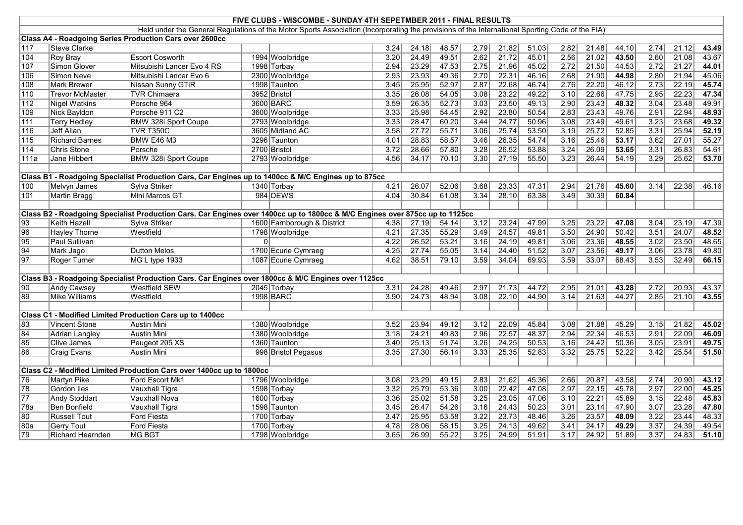# FIVE CLUBS - WISCOMBE - SUNDAY 4TH SEPETMBER 2011 - FINAL RESULTS

Held under the General Regulations of the Motor Sports Association (Incorporating the provisions of the International Sporting Code of the FIA)

| | | | | | | | | | | | | | | | | | |
|---|---|---|---|---|---|---|---|---|---|---|---|---|---|---|---|---|---|
| **Class A4 - Roadgoing Series Production Cars over 2600cc** | | | | | | | | | | | | | | | | | |
| 117 | Steve Clarke | | | | 3.24 | 24.18 | 48.57 | 2.79 | 21.82 | 51.03 | 2.82 | 21.48 | 44.10 | 2.74 | 21.12 | **43.49** |
| 104 | Roy Bray | Escort Cosworth | 1994 | Woolbridge | 3.20 | 24.49 | 49.51 | 2.62 | 21.72 | 45.01 | 2.56 | 21.02 | **43.50** | 2.60 | 21.08 | 43.67 |
| 107 | Simon Glover | Mitsubishi Lancer Evo 4 RS | 1998 | Torbay | 2.94 | 23.29 | 47.53 | 2.75 | 21.96 | 45.02 | 2.72 | 21.50 | 44.53 | 2.72 | 21.27 | **44.01** |
| 106 | Simon Neve | Mitsubishi Lancer Evo 6 | 2300 | Woolbridge | 2.93 | 23.93 | 49.36 | 2.70 | 22.31 | 46.16 | 2.68 | 21.90 | **44.98** | 2.80 | 21.94 | 45.06 |
| 108 | Mark Brewer | Nissan Sunny GTiR | 1998 | Taunton | 3.45 | 25.95 | 52.97 | 2.87 | 22.68 | 46.74 | 2.76 | 22.20 | 46.12 | 2.73 | 22.19 | **45.74** |
| 110 | Trevor McMaster | TVR Chimaera | 3952 | Bristol | 3.35 | 26.08 | 54.05 | 3.08 | 23.22 | 49.22 | 3.10 | 22.66 | 47.75 | 2.95 | 22.23 | **47.34** |
| 112 | Nigel Watkins | Porsche 964 | 3600 | BARC | 3.59 | 26.35 | 52.73 | 3.03 | 23.50 | 49.13 | 2.90 | 23.43 | **48.32** | 3.04 | 23.48 | 49.91 |
| 109 | Nick Bayldon | Porsche 911 C2 | 3600 | Woolbridge | 3.33 | 25.98 | 54.45 | 2.92 | 23.80 | 50.54 | 2.83 | 23.43 | 49.76 | 2.91 | 22.94 | **48.93** |
| 111 | Terry Hedley | BMW 328i Sport Coupe | 2793 | Woolbridge | 3.33 | 28.47 | 60.20 | 3.44 | 24.77 | 50.96 | 3.08 | 23.49 | 49.61 | 3.23 | 23.68 | **49.32** |
| 116 | Jeff Allan | TVR T350C | 3605 | Midland AC | 3.58 | 27.72 | 55.71 | 3.06 | 25.74 | 53.50 | 3.19 | 25.72 | 52.85 | 3.31 | 25.94 | **52.19** |
| 115 | Richard Barnes | BMW E46 M3 | 3296 | Taunton | 4.01 | 28.83 | 58.57 | 3.46 | 26.35 | 54.74 | 3.16 | 25.46 | **53.17** | 3.62 | 27.01 | 55.27 |
| 114 | Chris Stone | Porsche | 2700 | Bristol | 3.72 | 28.66 | 57.80 | 3.28 | 26.52 | 53.88 | 3.24 | 26.09 | **53.65** | 3.31 | 26.83 | 54.61 |
| 111a | Jane Hibbert | BMW 328i Sport Coupe | 2793 | Woolbridge | 4.56 | 34.17 | 70.10 | 3.30 | 27.19 | 55.50 | 3.23 | 26.44 | 54.19 | 3.29 | 25.62 | **53.70** |
| **Class B1 - Roadgoing Specialist Production Cars, Car Engines up to 1400cc & M/C Engines up to 875cc** | | | | | | | | | | | | | | | | | |
| 100 | Melvyn James | Sylva Striker | 1340 | Torbay | 4.21 | 26.07 | 52.06 | 3.68 | 23.33 | 47.31 | 2.94 | 21.76 | **45.60** | 3.14 | 22.38 | 46.16 |
| 101 | Martin Bragg | Mini Marcos GT | 984 | DEWS | 4.04 | 30.84 | 61.08 | 3.34 | 28.10 | 63.38 | 3.49 | 30.39 | **60.84** | | | |
| **Class B2 - Roadgoing Specialist Production Cars. Car Engines over 1400cc up to 1800cc & M/C Engines over 875cc up to 1125cc** | | | | | | | | | | | | | | | | | |
| 93 | Keith Hazell | Sylva Striker | 1600 | Farnborough & District | 4.38 | 27.19 | 54.14 | 3.12 | 23.24 | 47.99 | 3.25 | 23.22 | **47.08** | 3.04 | 23.19 | 47.39 |
| 96 | Hayley Thorne | Westfield | 1798 | Woolbridge | 4.21 | 27.35 | 55.29 | 3.49 | 24.57 | 49.81 | 3.50 | 24.90 | 50.42 | 3.51 | 24.07 | **48.52** |
| 95 | Paul Sullivan | | 0 | | 4.22 | 26.52 | 53.21 | 3.16 | 24.19 | 49.81 | 3.06 | 23.36 | **48.55** | 3.02 | 23.50 | 48.65 |
| 94 | Mark Jago | Dutton Melos | 1700 | Ecurie Cymraeg | 4.25 | 27.74 | 55.05 | 3.14 | 24.40 | 51.52 | 3.07 | 23.56 | **49.17** | 3.06 | 23.78 | 49.80 |
| 97 | Roger Turner | MG L type 1933 | 1087 | Ecurie Cymraeg | 4.62 | 38.51 | 79.10 | 3.59 | 34.04 | 69.93 | 3.59 | 33.07 | 68.43 | 3.53 | 32.49 | **66.15** |
| **Class B3 - Roadgoing Specialist Production Cars. Car Engines over 1800cc & M/C Engines over 1125cc** | | | | | | | | | | | | | | | | | |
| 90 | Andy Cawsey | Westfield SEW | 2045 | Torbay | 3.31 | 24.28 | 49.46 | 2.97 | 21.73 | 44.72 | 2.95 | 21.01 | **43.28** | 2.72 | 20.93 | 43.37 |
| 89 | Mike Williams | Westfield | 1998 | BARC | 3.90 | 24.73 | 48.94 | 3.08 | 22.10 | 44.90 | 3.14 | 21.63 | 44.27 | 2.85 | 21.10 | **43.55** |
| **Class C1 - Modified Limited Production Cars up to 1400cc** | | | | | | | | | | | | | | | | | |
| 83 | Vincent Stone | Austin Mini | 1380 | Woolbridge | 3.52 | 23.94 | 49.12 | 3.12 | 22.09 | 45.84 | 3.08 | 21.88 | 45.29 | 3.15 | 21.82 | **45.02** |
| 84 | Adrian Langley | Austin Mini | 1380 | Woolbridge | 3.18 | 24.21 | 49.83 | 2.96 | 22.57 | 48.37 | 2.94 | 22.34 | 46.53 | 2.91 | 22.09 | **46.09** |
| 85 | Clive James | Peugeot 205 XS | 1360 | Taunton | 3.40 | 25.13 | 51.74 | 3.26 | 24.25 | 50.53 | 3.16 | 24.42 | 50.36 | 3.05 | 23.91 | **49.75** |
| 86 | Craig Evans | Austin Mini | 998 | Bristol Pegasus | 3.35 | 27.30 | 56.14 | 3.33 | 25.35 | 52.83 | 3.32 | 25.75 | 52.22 | 3.42 | 25.54 | **51.50** |
| **Class C2 - Modified Limited Production Cars over 1400cc up to 1800cc** | | | | | | | | | | | | | | | | | |
| 76 | Martyn Pike | Ford Escort Mk1 | 1796 | Woolbridge | 3.08 | 23.29 | 49.15 | 2.83 | 21.62 | 45.36 | 2.66 | 20.87 | 43.58 | 2.74 | 20.90 | **43.12** |
| 78 | Gordon Iles | Vauxhall Tigra | 1598 | Torbay | 3.32 | 25.79 | 53.36 | 3.00 | 22.42 | 47.08 | 2.97 | 22.15 | 45.78 | 2.97 | 22.00 | **45.25** |
| 77 | Andy Stoddart | Vauxhall Nova | 1600 | Torbay | 3.36 | 25.02 | 51.58 | 3.25 | 23.05 | 47.06 | 3.10 | 22.21 | 45.89 | 3.15 | 22.48 | **45.83** |
| 78a | Ben Bonfield | Vauxhall Tigra | 1598 | Taunton | 3.45 | 26.47 | 54.26 | 3.16 | 24.43 | 50.23 | 3.01 | 23.14 | 47.90 | 3.07 | 23.28 | **47.80** |
| 80 | Russell Tout | Ford Fiesta | 1700 | Torbay | 3.47 | 25.95 | 53.58 | 3.22 | 23.73 | 48.46 | 3.26 | 23.57 | **48.09** | 3.22 | 23.44 | 48.33 |
| 80a | Gerry Tout | Ford Fiesta | 1700 | Torbay | 4.78 | 28.06 | 58.15 | 3.25 | 24.13 | 49.62 | 3.41 | 24.17 | **49.29** | 3.37 | 24.39 | 49.54 |
| 79 | Richard Hearnden | MG BGT | 1798 | Woolbridge | 3.65 | 26.99 | 55.22 | 3.25 | 24.99 | 51.91 | 3.17 | 24.92 | 51.89 | 3.37 | 24.83 | **51.10** |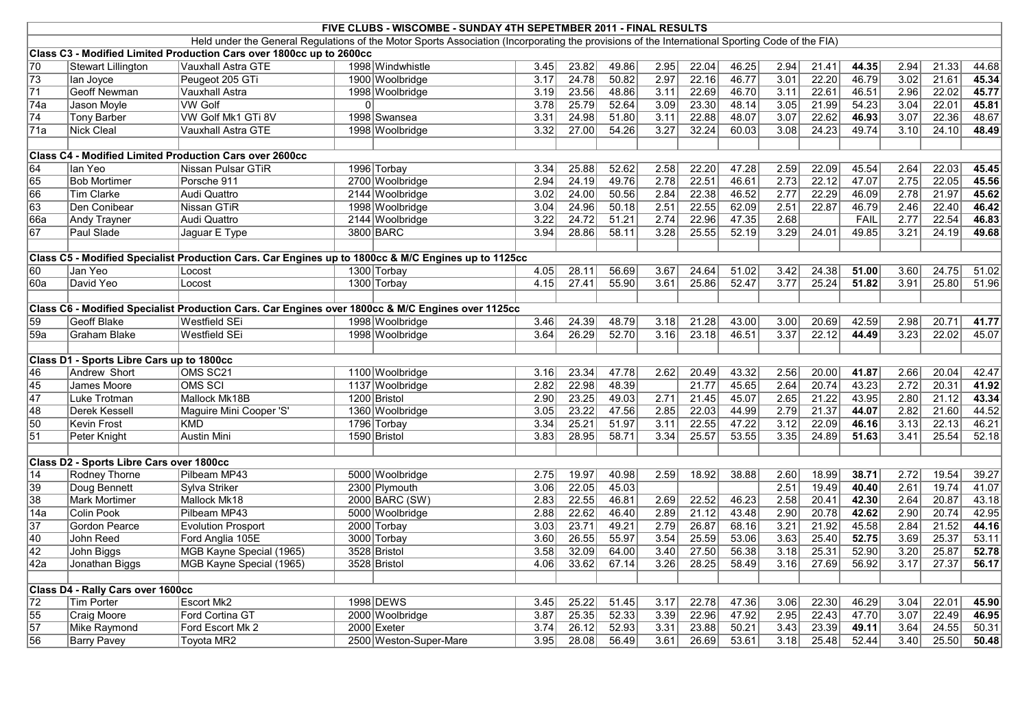# FIVE CLUBS - WISCOMBE - SUNDAY 4TH SEPETMBER 2011 - FINAL RESULTS

Held under the General Regulations of the Motor Sports Association (Incorporating the provisions of the International Sporting Code of the FIA)

| No | Driver | Car | cc | Club | | | | | | | | | | | | | |
|---|---|---|---|---|---|---|---|---|---|---|---|---|---|---|---|---|---|
| **Class C3 - Modified Limited Production Cars over 1800cc up to 2600cc** | | | | | | | | | | | | | | | | | |
| 70 | Stewart Lillington | Vauxhall Astra GTE | 1998 | Windwhistle | 3.45 | 23.82 | 49.86 | 2.95 | 22.04 | 46.25 | 2.94 | 21.41 | **44.35** | 2.94 | 21.33 | 44.68 |
| 73 | Ian Joyce | Peugeot 205 GTi | 1900 | Woolbridge | 3.17 | 24.78 | 50.82 | 2.97 | 22.16 | 46.77 | 3.01 | 22.20 | 46.79 | 3.02 | 21.61 | **45.34** |
| 71 | Geoff Newman | Vauxhall Astra | 1998 | Woolbridge | 3.19 | 23.56 | 48.86 | 3.11 | 22.69 | 46.70 | 3.11 | 22.61 | 46.51 | 2.96 | 22.02 | **45.77** |
| 74a | Jason Moyle | VW Golf | 0 | | 3.78 | 25.79 | 52.64 | 3.09 | 23.30 | 48.14 | 3.05 | 21.99 | 54.23 | 3.04 | 22.01 | **45.81** |
| 74 | Tony Barber | VW Golf Mk1 GTi 8V | 1998 | Swansea | 3.31 | 24.98 | 51.80 | 3.11 | 22.88 | 48.07 | 3.07 | 22.62 | **46.93** | 3.07 | 22.36 | 48.67 |
| 71a | Nick Cleal | Vauxhall Astra GTE | 1998 | Woolbridge | 3.32 | 27.00 | 54.26 | 3.27 | 32.24 | 60.03 | 3.08 | 24.23 | 49.74 | 3.10 | 24.10 | **48.49** |
| **Class C4 - Modified Limited Production Cars over 2600cc** | | | | | | | | | | | | | | | | | |
| 64 | Ian Yeo | Nissan Pulsar GTiR | 1996 | Torbay | 3.34 | 25.88 | 52.62 | 2.58 | 22.20 | 47.28 | 2.59 | 22.09 | 45.54 | 2.64 | 22.03 | **45.45** |
| 65 | Bob Mortimer | Porsche 911 | 2700 | Woolbridge | 2.94 | 24.19 | 49.76 | 2.78 | 22.51 | 46.61 | 2.73 | 22.12 | 47.07 | 2.75 | 22.05 | **45.56** |
| 66 | Tim Clarke | Audi Quattro | 2144 | Woolbridge | 3.02 | 24.00 | 50.56 | 2.84 | 22.38 | 46.52 | 2.77 | 22.29 | 46.09 | 2.78 | 21.97 | **45.62** |
| 63 | Den Conibear | Nissan GTiR | 1998 | Woolbridge | 3.04 | 24.96 | 50.18 | 2.51 | 22.55 | 62.09 | 2.51 | 22.87 | 46.79 | 2.46 | 22.40 | **46.42** |
| 66a | Andy Trayner | Audi Quattro | 2144 | Woolbridge | 3.22 | 24.72 | 51.21 | 2.74 | 22.96 | 47.35 | 2.68 | | FAIL | 2.77 | 22.54 | **46.83** |
| 67 | Paul Slade | Jaguar E Type | 3800 | BARC | 3.94 | 28.86 | 58.11 | 3.28 | 25.55 | 52.19 | 3.29 | 24.01 | 49.85 | 3.21 | 24.19 | **49.68** |
| **Class C5 - Modified Specialist Production Cars. Car Engines up to 1800cc & M/C Engines up to 1125cc** | | | | | | | | | | | | | | | | | |
| 60 | Jan Yeo | Locost | 1300 | Torbay | 4.05 | 28.11 | 56.69 | 3.67 | 24.64 | 51.02 | 3.42 | 24.38 | **51.00** | 3.60 | 24.75 | 51.02 |
| 60a | David Yeo | Locost | 1300 | Torbay | 4.15 | 27.41 | 55.90 | 3.61 | 25.86 | 52.47 | 3.77 | 25.24 | **51.82** | 3.91 | 25.80 | 51.96 |
| **Class C6 - Modified Specialist Production Cars. Car Engines over 1800cc & M/C Engines over 1125cc** | | | | | | | | | | | | | | | | | |
| 59 | Geoff Blake | Westfield SEi | 1998 | Woolbridge | 3.46 | 24.39 | 48.79 | 3.18 | 21.28 | 43.00 | 3.00 | 20.69 | 42.59 | 2.98 | 20.71 | **41.77** |
| 59a | Graham Blake | Westfield SEi | 1998 | Woolbridge | 3.64 | 26.29 | 52.70 | 3.16 | 23.18 | 46.51 | 3.37 | 22.12 | **44.49** | 3.23 | 22.02 | 45.07 |
| **Class D1 - Sports Libre Cars up to 1800cc** | | | | | | | | | | | | | | | | | |
| 46 | Andrew Short | OMS SC21 | 1100 | Woolbridge | 3.16 | 23.34 | 47.78 | 2.62 | 20.49 | 43.32 | 2.56 | 20.00 | **41.87** | 2.66 | 20.04 | 42.47 |
| 45 | James Moore | OMS SCI | 1137 | Woolbridge | 2.82 | 22.98 | 48.39 | | 21.77 | 45.65 | 2.64 | 20.74 | 43.23 | 2.72 | 20.31 | **41.92** |
| 47 | Luke Trotman | Mallock Mk18B | 1200 | Bristol | 2.90 | 23.25 | 49.03 | 2.71 | 21.45 | 45.07 | 2.65 | 21.22 | 43.95 | 2.80 | 21.12 | **43.34** |
| 48 | Derek Kessell | Maguire Mini Cooper 'S' | 1360 | Woolbridge | 3.05 | 23.22 | 47.56 | 2.85 | 22.03 | 44.99 | 2.79 | 21.37 | **44.07** | 2.82 | 21.60 | 44.52 |
| 50 | Kevin Frost | KMD | 1796 | Torbay | 3.34 | 25.21 | 51.97 | 3.11 | 22.55 | 47.22 | 3.12 | 22.09 | **46.16** | 3.13 | 22.13 | 46.21 |
| 51 | Peter Knight | Austin Mini | 1590 | Bristol | 3.83 | 28.95 | 58.71 | 3.34 | 25.57 | 53.55 | 3.35 | 24.89 | **51.63** | 3.41 | 25.54 | 52.18 |
| **Class D2 - Sports Libre Cars over 1800cc** | | | | | | | | | | | | | | | | | |
| 14 | Rodney Thorne | Pilbeam MP43 | 5000 | Woolbridge | 2.75 | 19.97 | 40.98 | 2.59 | 18.92 | 38.88 | 2.60 | 18.99 | **38.71** | 2.72 | 19.54 | 39.27 |
| 39 | Doug Bennett | Sylva Striker | 2300 | Plymouth | 3.06 | 22.05 | 45.03 | | | | 2.51 | 19.49 | **40.40** | 2.61 | 19.74 | 41.07 |
| 38 | Mark Mortimer | Mallock Mk18 | 2000 | BARC (SW) | 2.83 | 22.55 | 46.81 | 2.69 | 22.52 | 46.23 | 2.58 | 20.41 | **42.30** | 2.64 | 20.87 | 43.18 |
| 14a | Colin Pook | Pilbeam MP43 | 5000 | Woolbridge | 2.88 | 22.62 | 46.40 | 2.89 | 21.12 | 43.48 | 2.90 | 20.78 | **42.62** | 2.90 | 20.74 | 42.95 |
| 37 | Gordon Pearce | Evolution Prosport | 2000 | Torbay | 3.03 | 23.71 | 49.21 | 2.79 | 26.87 | 68.16 | 3.21 | 21.92 | 45.58 | 2.84 | 21.52 | **44.16** |
| 40 | John Reed | Ford Anglia 105E | 3000 | Torbay | 3.60 | 26.55 | 55.97 | 3.54 | 25.59 | 53.06 | 3.63 | 25.40 | **52.75** | 3.69 | 25.37 | 53.11 |
| 42 | John Biggs | MGB Kayne Special (1965) | 3528 | Bristol | 3.58 | 32.09 | 64.00 | 3.40 | 27.50 | 56.38 | 3.18 | 25.31 | 52.90 | 3.20 | 25.87 | **52.78** |
| 42a | Jonathan Biggs | MGB Kayne Special (1965) | 3528 | Bristol | 4.06 | 33.62 | 67.14 | 3.26 | 28.25 | 58.49 | 3.16 | 27.69 | 56.92 | 3.17 | 27.37 | **56.17** |
| **Class D4 - Rally Cars over 1600cc** | | | | | | | | | | | | | | | | | |
| 72 | Tim Porter | Escort Mk2 | 1998 | DEWS | 3.45 | 25.22 | 51.45 | 3.17 | 22.78 | 47.36 | 3.06 | 22.30 | 46.29 | 3.04 | 22.01 | **45.90** |
| 55 | Craig Moore | Ford Cortina GT | 2000 | Woolbridge | 3.87 | 25.35 | 52.33 | 3.39 | 22.96 | 47.92 | 2.95 | 22.43 | 47.70 | 3.07 | 22.49 | **46.95** |
| 57 | Mike Raymond | Ford Escort Mk 2 | 2000 | Exeter | 3.74 | 26.12 | 52.93 | 3.31 | 23.88 | 50.21 | 3.43 | 23.39 | **49.11** | 3.64 | 24.55 | 50.31 |
| 56 | Barry Pavey | Toyota MR2 | 2500 | Weston-Super-Mare | 3.95 | 28.08 | 56.49 | 3.61 | 26.69 | 53.61 | 3.18 | 25.48 | 52.44 | 3.40 | 25.50 | **50.48** |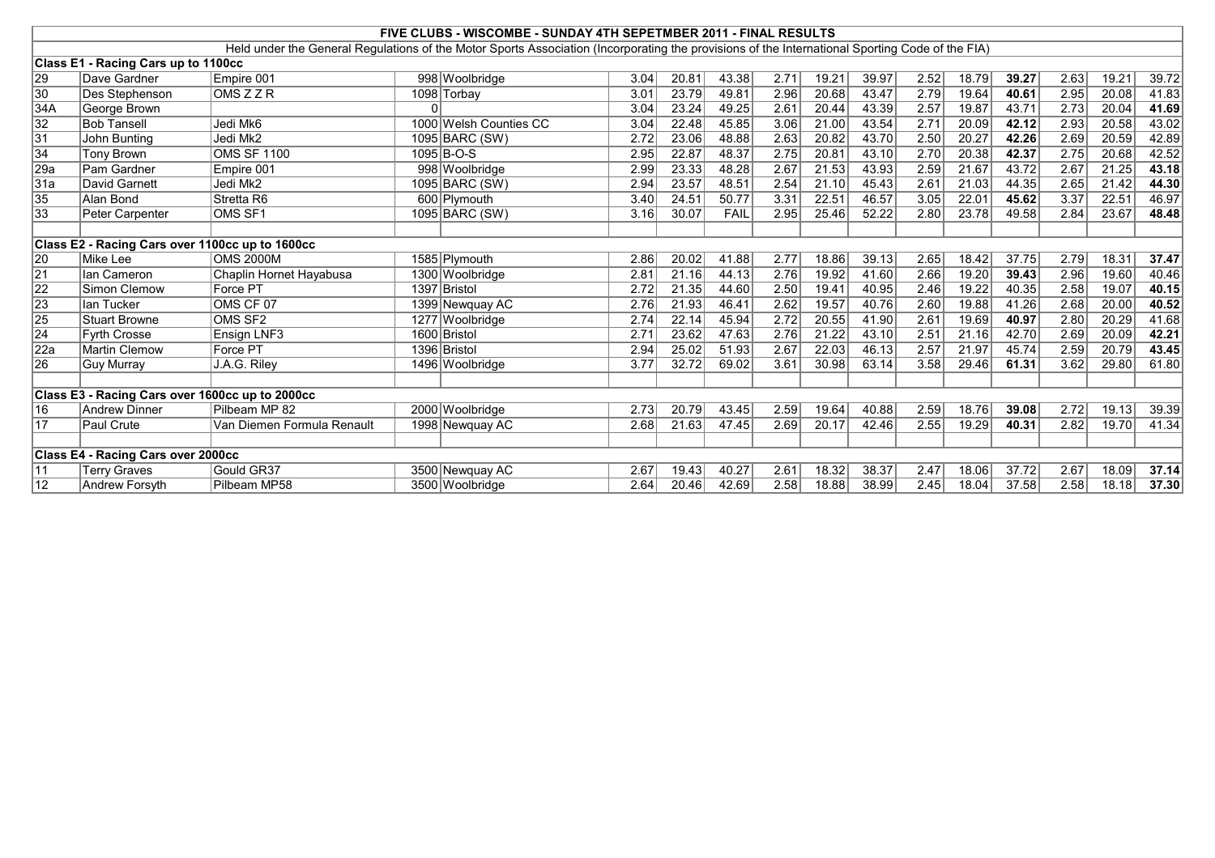# FIVE CLUBS - WISCOMBE - SUNDAY 4TH SEPETMBER 2011 - FINAL RESULTS

Held under the General Regulations of the Motor Sports Association (Incorporating the provisions of the International Sporting Code of the FIA)

| | | | | | | | | | | | | | | | | |
|---|---|---|---|---|---|---|---|---|---|---|---|---|---|---|---|---|
| **Class E1 - Racing Cars up to 1100cc** | | | | | | | | | | | | | | | | |
| 29 | Dave Gardner | Empire 001 | 998 | Woolbridge | 3.04 | 20.81 | 43.38 | 2.71 | 19.21 | 39.97 | 2.52 | 18.79 | **39.27** | 2.63 | 19.21 | 39.72 |
| 30 | Des Stephenson | OMS Z Z R | 1098 | Torbay | 3.01 | 23.79 | 49.81 | 2.96 | 20.68 | 43.47 | 2.79 | 19.64 | **40.61** | 2.95 | 20.08 | 41.83 |
| 34A | George Brown | | 0 | | 3.04 | 23.24 | 49.25 | 2.61 | 20.44 | 43.39 | 2.57 | 19.87 | 43.71 | 2.73 | 20.04 | **41.69** |
| 32 | Bob Tansell | Jedi Mk6 | 1000 | Welsh Counties CC | 3.04 | 22.48 | 45.85 | 3.06 | 21.00 | 43.54 | 2.71 | 20.09 | **42.12** | 2.93 | 20.58 | 43.02 |
| 31 | John Bunting | Jedi Mk2 | 1095 | BARC (SW) | 2.72 | 23.06 | 48.88 | 2.63 | 20.82 | 43.70 | 2.50 | 20.27 | **42.26** | 2.69 | 20.59 | 42.89 |
| 34 | Tony Brown | OMS SF 1100 | 1095 | B-O-S | 2.95 | 22.87 | 48.37 | 2.75 | 20.81 | 43.10 | 2.70 | 20.38 | **42.37** | 2.75 | 20.68 | 42.52 |
| 29a | Pam Gardner | Empire 001 | 998 | Woolbridge | 2.99 | 23.33 | 48.28 | 2.67 | 21.53 | 43.93 | 2.59 | 21.67 | 43.72 | 2.67 | 21.25 | **43.18** |
| 31a | David Garnett | Jedi Mk2 | 1095 | BARC (SW) | 2.94 | 23.57 | 48.51 | 2.54 | 21.10 | 45.43 | 2.61 | 21.03 | 44.35 | 2.65 | 21.42 | **44.30** |
| 35 | Alan Bond | Stretta R6 | 600 | Plymouth | 3.40 | 24.51 | 50.77 | 3.31 | 22.51 | 46.57 | 3.05 | 22.01 | **45.62** | 3.37 | 22.51 | 46.97 |
| 33 | Peter Carpenter | OMS SF1 | 1095 | BARC (SW) | 3.16 | 30.07 | FAIL | 2.95 | 25.46 | 52.22 | 2.80 | 23.78 | 49.58 | 2.84 | 23.67 | **48.48** |
| **Class E2 - Racing Cars over 1100cc up to 1600cc** | | | | | | | | | | | | | | | | |
| 20 | Mike Lee | OMS 2000M | 1585 | Plymouth | 2.86 | 20.02 | 41.88 | 2.77 | 18.86 | 39.13 | 2.65 | 18.42 | 37.75 | 2.79 | 18.31 | **37.47** |
| 21 | Ian Cameron | Chaplin Hornet Hayabusa | 1300 | Woolbridge | 2.81 | 21.16 | 44.13 | 2.76 | 19.92 | 41.60 | 2.66 | 19.20 | **39.43** | 2.96 | 19.60 | 40.46 |
| 22 | Simon Clemow | Force PT | 1397 | Bristol | 2.72 | 21.35 | 44.60 | 2.50 | 19.41 | 40.95 | 2.46 | 19.22 | 40.35 | 2.58 | 19.07 | **40.15** |
| 23 | Ian Tucker | OMS CF 07 | 1399 | Newquay AC | 2.76 | 21.93 | 46.41 | 2.62 | 19.57 | 40.76 | 2.60 | 19.88 | 41.26 | 2.68 | 20.00 | **40.52** |
| 25 | Stuart Browne | OMS SF2 | 1277 | Woolbridge | 2.74 | 22.14 | 45.94 | 2.72 | 20.55 | 41.90 | 2.61 | 19.69 | **40.97** | 2.80 | 20.29 | 41.68 |
| 24 | Fyrth Crosse | Ensign LNF3 | 1600 | Bristol | 2.71 | 23.62 | 47.63 | 2.76 | 21.22 | 43.10 | 2.51 | 21.16 | 42.70 | 2.69 | 20.09 | **42.21** |
| 22a | Martin Clemow | Force PT | 1396 | Bristol | 2.94 | 25.02 | 51.93 | 2.67 | 22.03 | 46.13 | 2.57 | 21.97 | 45.74 | 2.59 | 20.79 | **43.45** |
| 26 | Guy Murray | J.A.G. Riley | 1496 | Woolbridge | 3.77 | 32.72 | 69.02 | 3.61 | 30.98 | 63.14 | 3.58 | 29.46 | **61.31** | 3.62 | 29.80 | 61.80 |
| **Class E3 - Racing Cars over 1600cc up to 2000cc** | | | | | | | | | | | | | | | | |
| 16 | Andrew Dinner | Pilbeam MP 82 | 2000 | Woolbridge | 2.73 | 20.79 | 43.45 | 2.59 | 19.64 | 40.88 | 2.59 | 18.76 | **39.08** | 2.72 | 19.13 | 39.39 |
| 17 | Paul Crute | Van Diemen Formula Renault | 1998 | Newquay AC | 2.68 | 21.63 | 47.45 | 2.69 | 20.17 | 42.46 | 2.55 | 19.29 | **40.31** | 2.82 | 19.70 | 41.34 |
| **Class E4 - Racing Cars over 2000cc** | | | | | | | | | | | | | | | | |
| 11 | Terry Graves | Gould GR37 | 3500 | Newquay AC | 2.67 | 19.43 | 40.27 | 2.61 | 18.32 | 38.37 | 2.47 | 18.06 | 37.72 | 2.67 | 18.09 | **37.14** |
| 12 | Andrew Forsyth | Pilbeam MP58 | 3500 | Woolbridge | 2.64 | 20.46 | 42.69 | 2.58 | 18.88 | 38.99 | 2.45 | 18.04 | 37.58 | 2.58 | 18.18 | **37.30** |